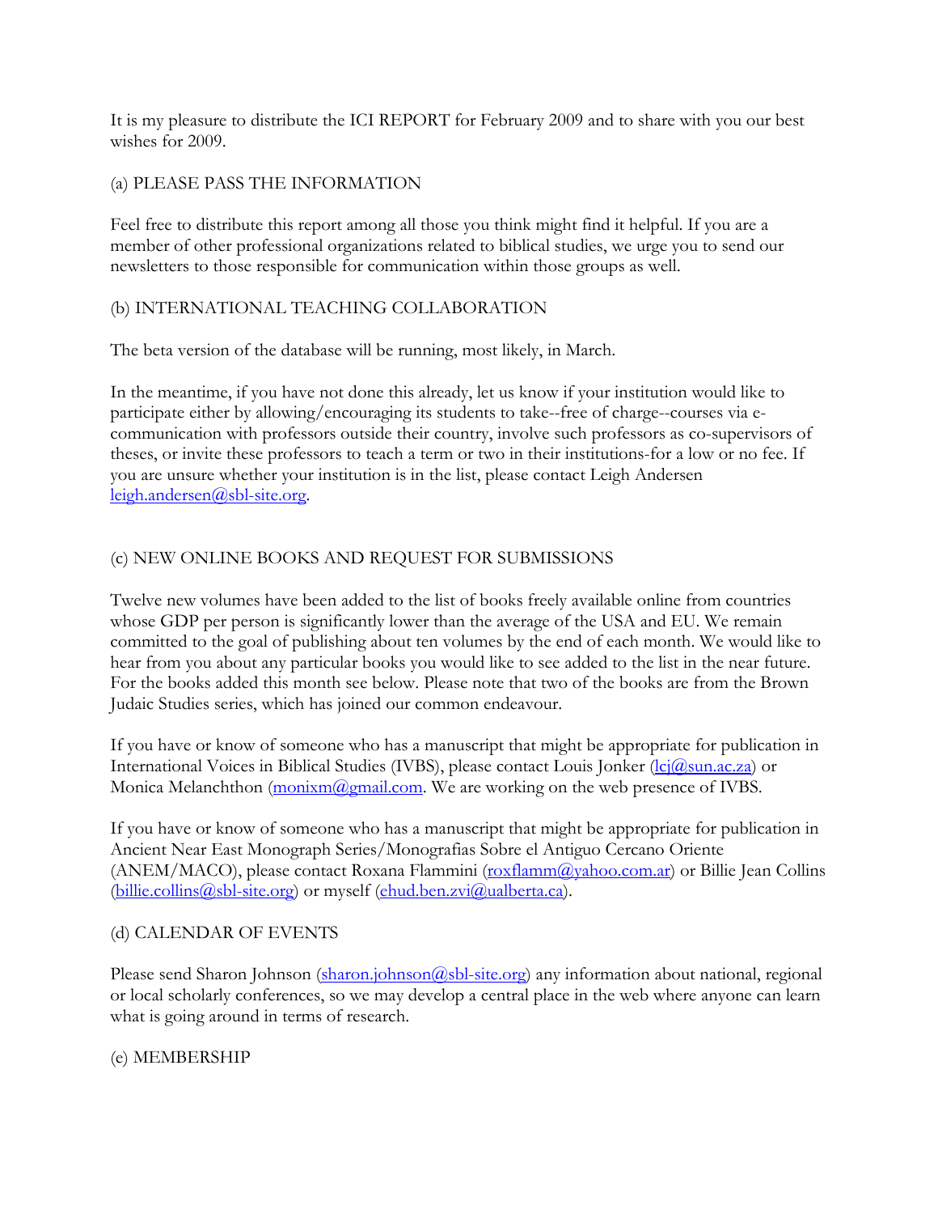It is my pleasure to distribute the ICI REPORT for February 2009 and to share with you our best wishes for 2009.

(a) PLEASE PASS THE INFORMATION

Feel free to distribute this report among all those you think might find it helpful. If you are a member of other professional organizations related to biblical studies, we urge you to send our newsletters to those responsible for communication within those groups as well.

(b) INTERNATIONAL TEACHING COLLABORATION

The beta version of the database will be running, most likely, in March.

In the meantime, if you have not done this already, let us know if your institution would like to participate either by allowing/encouraging its students to take--free of charge--courses via e-communication with professors outside their country, involve such professors as co-supervisors of theses, or invite these professors to teach a term or two in their institutions-for a low or no fee. If you are unsure whether your institution is in the list, please contact Leigh Andersen leigh.andersen@sbl-site.org.

(c) NEW ONLINE BOOKS AND REQUEST FOR SUBMISSIONS

Twelve new volumes have been added to the list of books freely available online from countries whose GDP per person is significantly lower than the average of the USA and EU. We remain committed to the goal of publishing about ten volumes by the end of each month. We would like to hear from you about any particular books you would like to see added to the list in the near future. For the books added this month see below. Please note that two of the books are from the Brown Judaic Studies series, which has joined our common endeavour.

If you have or know of someone who has a manuscript that might be appropriate for publication in International Voices in Biblical Studies (IVBS), please contact Louis Jonker (lcj@sun.ac.za) or Monica Melanchthon (monixm@gmail.com. We are working on the web presence of IVBS.

If you have or know of someone who has a manuscript that might be appropriate for publication in Ancient Near East Monograph Series/Monografias Sobre el Antiguo Cercano Oriente (ANEM/MACO), please contact Roxana Flammini (roxflamm@yahoo.com.ar) or Billie Jean Collins (billie.collins@sbl-site.org) or myself (ehud.ben.zvi@ualberta.ca).

(d) CALENDAR OF EVENTS

Please send Sharon Johnson (sharon.johnson@sbl-site.org) any information about national, regional or local scholarly conferences, so we may develop a central place in the web where anyone can learn what is going around in terms of research.

(e) MEMBERSHIP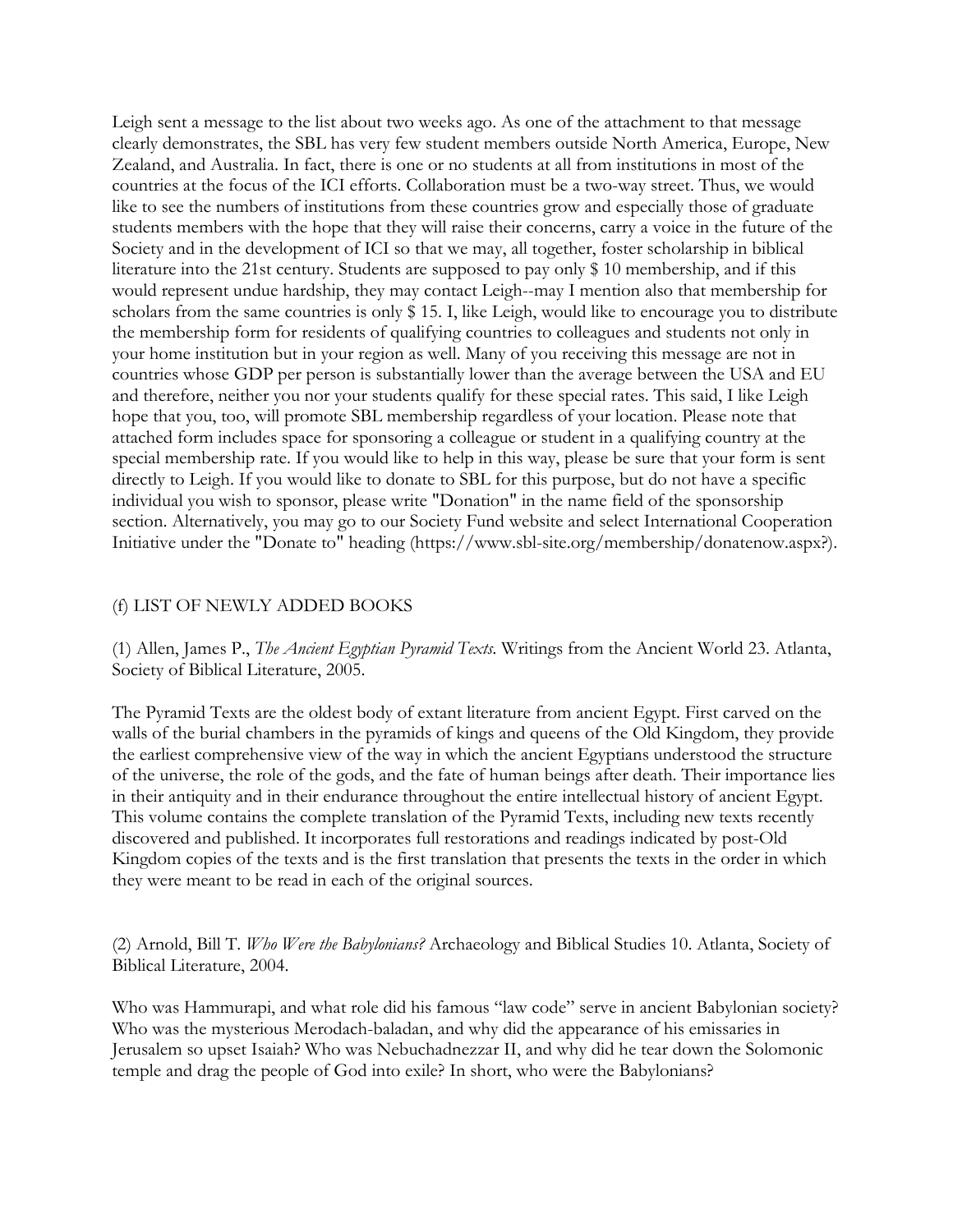Leigh sent a message to the list about two weeks ago. As one of the attachment to that message clearly demonstrates, the SBL has very few student members outside North America, Europe, New Zealand, and Australia. In fact, there is one or no students at all from institutions in most of the countries at the focus of the ICI efforts. Collaboration must be a two-way street. Thus, we would like to see the numbers of institutions from these countries grow and especially those of graduate students members with the hope that they will raise their concerns, carry a voice in the future of the Society and in the development of ICI so that we may, all together, foster scholarship in biblical literature into the 21st century. Students are supposed to pay only $ 10 membership, and if this would represent undue hardship, they may contact Leigh--may I mention also that membership for scholars from the same countries is only $ 15. I, like Leigh, would like to encourage you to distribute the membership form for residents of qualifying countries to colleagues and students not only in your home institution but in your region as well. Many of you receiving this message are not in countries whose GDP per person is substantially lower than the average between the USA and EU and therefore, neither you nor your students qualify for these special rates. This said, I like Leigh hope that you, too, will promote SBL membership regardless of your location. Please note that attached form includes space for sponsoring a colleague or student in a qualifying country at the special membership rate. If you would like to help in this way, please be sure that your form is sent directly to Leigh. If you would like to donate to SBL for this purpose, but do not have a specific individual you wish to sponsor, please write "Donation" in the name field of the sponsorship section. Alternatively, you may go to our Society Fund website and select International Cooperation Initiative under the "Donate to" heading (https://www.sbl-site.org/membership/donatenow.aspx?).

## (f) LIST OF NEWLY ADDED BOOKS

(1) Allen, James P., *The Ancient Egyptian Pyramid Texts*. Writings from the Ancient World 23. Atlanta, Society of Biblical Literature, 2005.

The Pyramid Texts are the oldest body of extant literature from ancient Egypt. First carved on the walls of the burial chambers in the pyramids of kings and queens of the Old Kingdom, they provide the earliest comprehensive view of the way in which the ancient Egyptians understood the structure of the universe, the role of the gods, and the fate of human beings after death. Their importance lies in their antiquity and in their endurance throughout the entire intellectual history of ancient Egypt. This volume contains the complete translation of the Pyramid Texts, including new texts recently discovered and published. It incorporates full restorations and readings indicated by post-Old Kingdom copies of the texts and is the first translation that presents the texts in the order in which they were meant to be read in each of the original sources.

(2) Arnold, Bill T. *Who Were the Babylonians?* Archaeology and Biblical Studies 10. Atlanta, Society of Biblical Literature, 2004.

Who was Hammurapi, and what role did his famous "law code" serve in ancient Babylonian society? Who was the mysterious Merodach-baladan, and why did the appearance of his emissaries in Jerusalem so upset Isaiah? Who was Nebuchadnezzar II, and why did he tear down the Solomonic temple and drag the people of God into exile? In short, who were the Babylonians?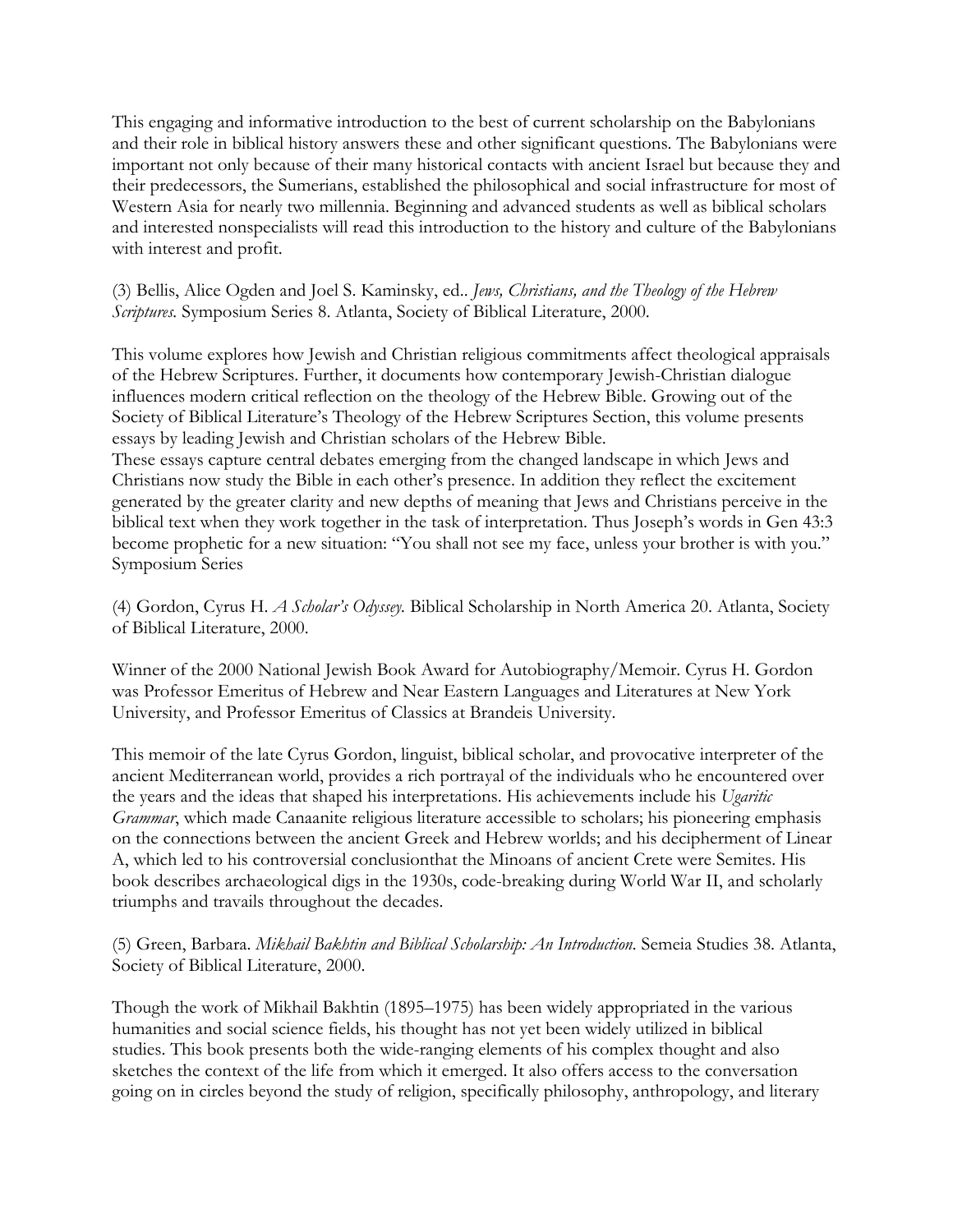This engaging and informative introduction to the best of current scholarship on the Babylonians and their role in biblical history answers these and other significant questions. The Babylonians were important not only because of their many historical contacts with ancient Israel but because they and their predecessors, the Sumerians, established the philosophical and social infrastructure for most of Western Asia for nearly two millennia. Beginning and advanced students as well as biblical scholars and interested nonspecialists will read this introduction to the history and culture of the Babylonians with interest and profit.

(3) Bellis, Alice Ogden and Joel S. Kaminsky, ed.. *Jews, Christians, and the Theology of the Hebrew Scriptures.* Symposium Series 8. Atlanta, Society of Biblical Literature, 2000.

This volume explores how Jewish and Christian religious commitments affect theological appraisals of the Hebrew Scriptures. Further, it documents how contemporary Jewish-Christian dialogue influences modern critical reflection on the theology of the Hebrew Bible. Growing out of the Society of Biblical Literature's Theology of the Hebrew Scriptures Section, this volume presents essays by leading Jewish and Christian scholars of the Hebrew Bible.
These essays capture central debates emerging from the changed landscape in which Jews and Christians now study the Bible in each other's presence. In addition they reflect the excitement generated by the greater clarity and new depths of meaning that Jews and Christians perceive in the biblical text when they work together in the task of interpretation. Thus Joseph's words in Gen 43:3 become prophetic for a new situation: "You shall not see my face, unless your brother is with you."
Symposium Series

(4) Gordon, Cyrus H. *A Scholar's Odyssey.* Biblical Scholarship in North America 20. Atlanta, Society of Biblical Literature, 2000.

Winner of the 2000 National Jewish Book Award for Autobiography/Memoir. Cyrus H. Gordon was Professor Emeritus of Hebrew and Near Eastern Languages and Literatures at New York University, and Professor Emeritus of Classics at Brandeis University.

This memoir of the late Cyrus Gordon, linguist, biblical scholar, and provocative interpreter of the ancient Mediterranean world, provides a rich portrayal of the individuals who he encountered over the years and the ideas that shaped his interpretations. His achievements include his *Ugaritic Grammar*, which made Canaanite religious literature accessible to scholars; his pioneering emphasis on the connections between the ancient Greek and Hebrew worlds; and his decipherment of Linear A, which led to his controversial conclusionthat the Minoans of ancient Crete were Semites. His book describes archaeological digs in the 1930s, code-breaking during World War II, and scholarly triumphs and travails throughout the decades.

(5) Green, Barbara. *Mikhail Bakhtin and Biblical Scholarship: An Introduction.* Semeia Studies 38. Atlanta, Society of Biblical Literature, 2000.

Though the work of Mikhail Bakhtin (1895–1975) has been widely appropriated in the various humanities and social science fields, his thought has not yet been widely utilized in biblical studies. This book presents both the wide-ranging elements of his complex thought and also sketches the context of the life from which it emerged. It also offers access to the conversation going on in circles beyond the study of religion, specifically philosophy, anthropology, and literary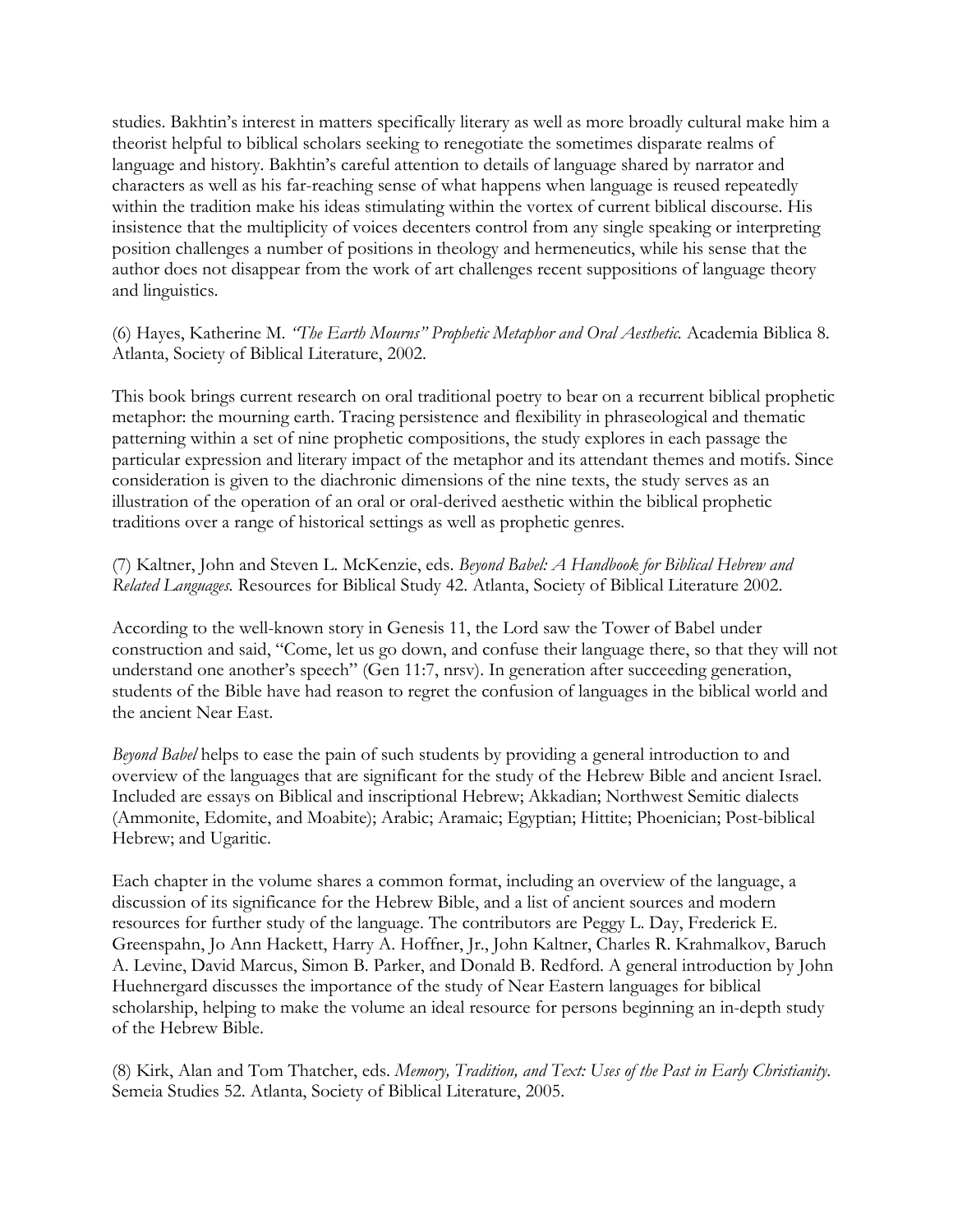studies. Bakhtin's interest in matters specifically literary as well as more broadly cultural make him a theorist helpful to biblical scholars seeking to renegotiate the sometimes disparate realms of language and history. Bakhtin's careful attention to details of language shared by narrator and characters as well as his far-reaching sense of what happens when language is reused repeatedly within the tradition make his ideas stimulating within the vortex of current biblical discourse. His insistence that the multiplicity of voices decenters control from any single speaking or interpreting position challenges a number of positions in theology and hermeneutics, while his sense that the author does not disappear from the work of art challenges recent suppositions of language theory and linguistics.

(6) Hayes, Katherine M. *"The Earth Mourns" Prophetic Metaphor and Oral Aesthetic.* Academia Biblica 8. Atlanta, Society of Biblical Literature, 2002.

This book brings current research on oral traditional poetry to bear on a recurrent biblical prophetic metaphor: the mourning earth. Tracing persistence and flexibility in phraseological and thematic patterning within a set of nine prophetic compositions, the study explores in each passage the particular expression and literary impact of the metaphor and its attendant themes and motifs. Since consideration is given to the diachronic dimensions of the nine texts, the study serves as an illustration of the operation of an oral or oral-derived aesthetic within the biblical prophetic traditions over a range of historical settings as well as prophetic genres.

(7) Kaltner, John and Steven L. McKenzie, eds. *Beyond Babel: A Handbook for Biblical Hebrew and Related Languages.* Resources for Biblical Study 42. Atlanta, Society of Biblical Literature 2002.

According to the well-known story in Genesis 11, the Lord saw the Tower of Babel under construction and said, "Come, let us go down, and confuse their language there, so that they will not understand one another's speech" (Gen 11:7, nrsv). In generation after succeeding generation, students of the Bible have had reason to regret the confusion of languages in the biblical world and the ancient Near East.

*Beyond Babel* helps to ease the pain of such students by providing a general introduction to and overview of the languages that are significant for the study of the Hebrew Bible and ancient Israel. Included are essays on Biblical and inscriptional Hebrew; Akkadian; Northwest Semitic dialects (Ammonite, Edomite, and Moabite); Arabic; Aramaic; Egyptian; Hittite; Phoenician; Post-biblical Hebrew; and Ugaritic.

Each chapter in the volume shares a common format, including an overview of the language, a discussion of its significance for the Hebrew Bible, and a list of ancient sources and modern resources for further study of the language. The contributors are Peggy L. Day, Frederick E. Greenspahn, Jo Ann Hackett, Harry A. Hoffner, Jr., John Kaltner, Charles R. Krahmalkov, Baruch A. Levine, David Marcus, Simon B. Parker, and Donald B. Redford. A general introduction by John Huehnergard discusses the importance of the study of Near Eastern languages for biblical scholarship, helping to make the volume an ideal resource for persons beginning an in-depth study of the Hebrew Bible.

(8) Kirk, Alan and Tom Thatcher, eds. *Memory, Tradition, and Text: Uses of the Past in Early Christianity.* Semeia Studies 52. Atlanta, Society of Biblical Literature, 2005.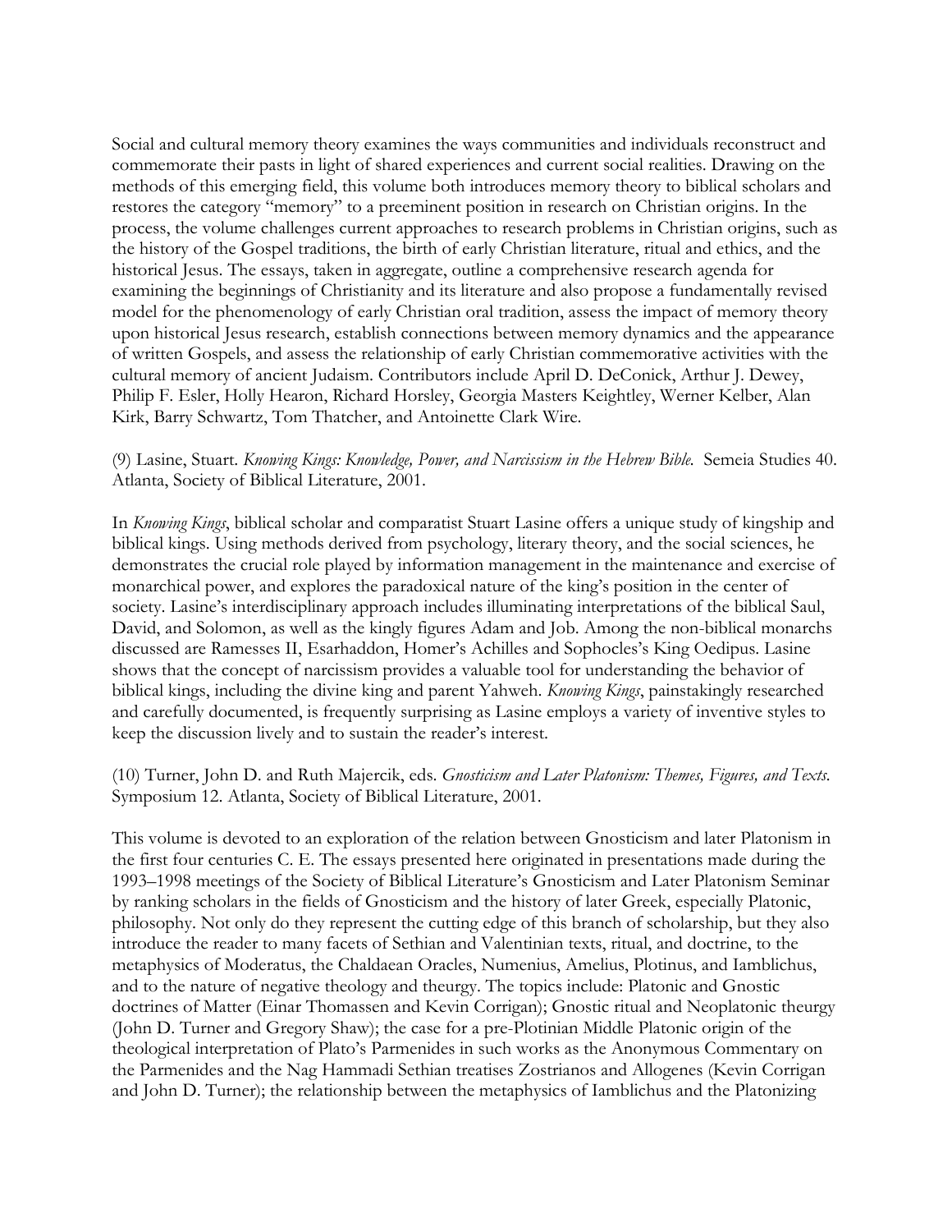Social and cultural memory theory examines the ways communities and individuals reconstruct and commemorate their pasts in light of shared experiences and current social realities. Drawing on the methods of this emerging field, this volume both introduces memory theory to biblical scholars and restores the category "memory" to a preeminent position in research on Christian origins. In the process, the volume challenges current approaches to research problems in Christian origins, such as the history of the Gospel traditions, the birth of early Christian literature, ritual and ethics, and the historical Jesus. The essays, taken in aggregate, outline a comprehensive research agenda for examining the beginnings of Christianity and its literature and also propose a fundamentally revised model for the phenomenology of early Christian oral tradition, assess the impact of memory theory upon historical Jesus research, establish connections between memory dynamics and the appearance of written Gospels, and assess the relationship of early Christian commemorative activities with the cultural memory of ancient Judaism. Contributors include April D. DeConick, Arthur J. Dewey, Philip F. Esler, Holly Hearon, Richard Horsley, Georgia Masters Keightley, Werner Kelber, Alan Kirk, Barry Schwartz, Tom Thatcher, and Antoinette Clark Wire.

(9) Lasine, Stuart. *Knowing Kings: Knowledge, Power, and Narcissism in the Hebrew Bible.* Semeia Studies 40. Atlanta, Society of Biblical Literature, 2001.

In *Knowing Kings*, biblical scholar and comparatist Stuart Lasine offers a unique study of kingship and biblical kings. Using methods derived from psychology, literary theory, and the social sciences, he demonstrates the crucial role played by information management in the maintenance and exercise of monarchical power, and explores the paradoxical nature of the king's position in the center of society. Lasine's interdisciplinary approach includes illuminating interpretations of the biblical Saul, David, and Solomon, as well as the kingly figures Adam and Job. Among the non-biblical monarchs discussed are Ramesses II, Esarhaddon, Homer's Achilles and Sophocles's King Oedipus. Lasine shows that the concept of narcissism provides a valuable tool for understanding the behavior of biblical kings, including the divine king and parent Yahweh. *Knowing Kings*, painstakingly researched and carefully documented, is frequently surprising as Lasine employs a variety of inventive styles to keep the discussion lively and to sustain the reader's interest.

(10) Turner, John D. and Ruth Majercik, eds. *Gnosticism and Later Platonism: Themes, Figures, and Texts.* Symposium 12. Atlanta, Society of Biblical Literature, 2001.

This volume is devoted to an exploration of the relation between Gnosticism and later Platonism in the first four centuries C. E. The essays presented here originated in presentations made during the 1993–1998 meetings of the Society of Biblical Literature's Gnosticism and Later Platonism Seminar by ranking scholars in the fields of Gnosticism and the history of later Greek, especially Platonic, philosophy. Not only do they represent the cutting edge of this branch of scholarship, but they also introduce the reader to many facets of Sethian and Valentinian texts, ritual, and doctrine, to the metaphysics of Moderatus, the Chaldaean Oracles, Numenius, Amelius, Plotinus, and Iamblichus, and to the nature of negative theology and theurgy. The topics include: Platonic and Gnostic doctrines of Matter (Einar Thomassen and Kevin Corrigan); Gnostic ritual and Neoplatonic theurgy (John D. Turner and Gregory Shaw); the case for a pre-Plotinian Middle Platonic origin of the theological interpretation of Plato's Parmenides in such works as the Anonymous Commentary on the Parmenides and the Nag Hammadi Sethian treatises Zostrianos and Allogenes (Kevin Corrigan and John D. Turner); the relationship between the metaphysics of Iamblichus and the Platonizing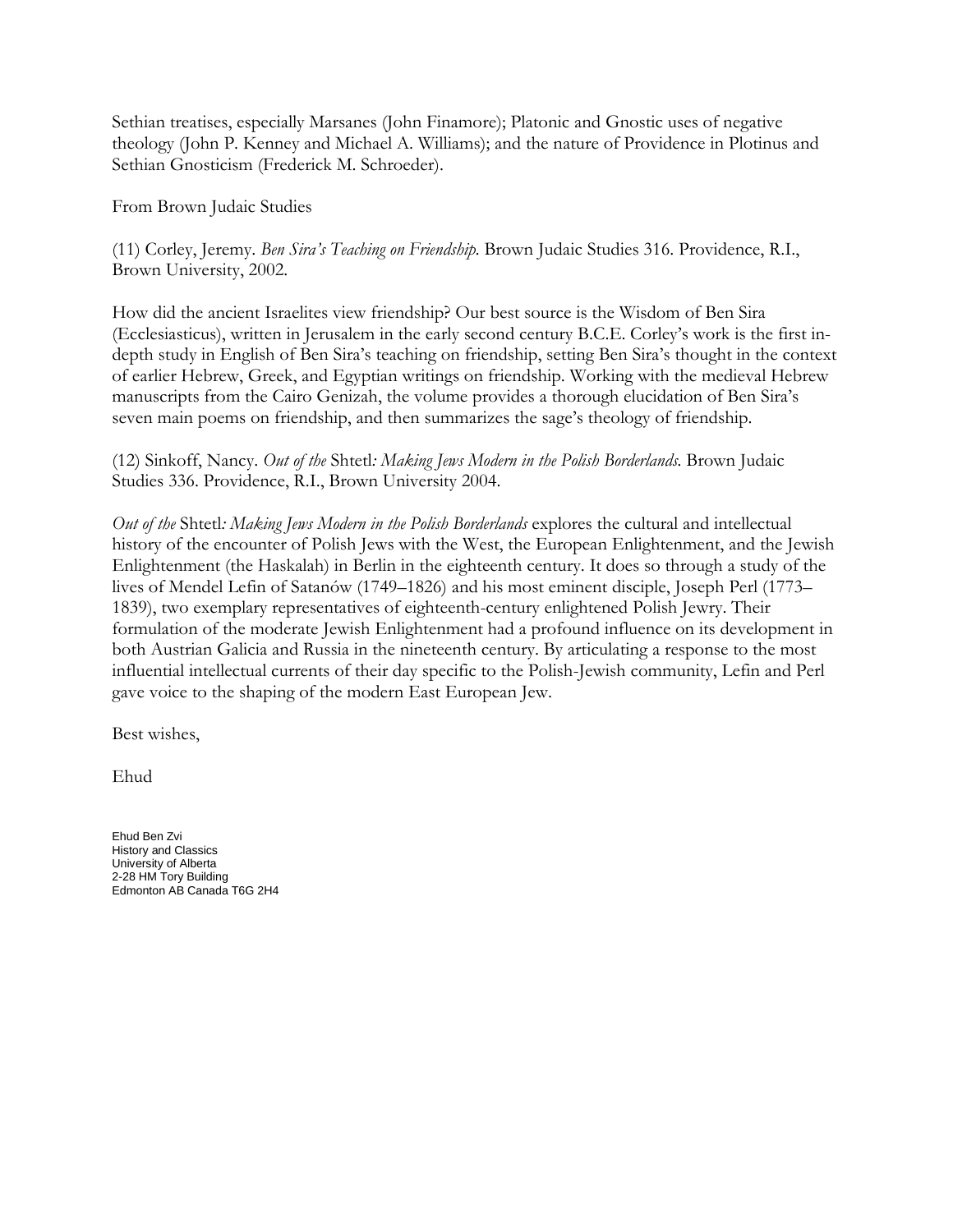Sethian treatises, especially Marsanes (John Finamore); Platonic and Gnostic uses of negative theology (John P. Kenney and Michael A. Williams); and the nature of Providence in Plotinus and Sethian Gnosticism (Frederick M. Schroeder).

From Brown Judaic Studies

(11) Corley, Jeremy. *Ben Sira's Teaching on Friendship*. Brown Judaic Studies 316. Providence, R.I., Brown University, 2002.

How did the ancient Israelites view friendship? Our best source is the Wisdom of Ben Sira (Ecclesiasticus), written in Jerusalem in the early second century B.C.E. Corley's work is the first in-depth study in English of Ben Sira's teaching on friendship, setting Ben Sira's thought in the context of earlier Hebrew, Greek, and Egyptian writings on friendship. Working with the medieval Hebrew manuscripts from the Cairo Genizah, the volume provides a thorough elucidation of Ben Sira's seven main poems on friendship, and then summarizes the sage's theology of friendship.

(12) Sinkoff, Nancy. *Out of the* Shtetl*: Making Jews Modern in the Polish Borderlands*. Brown Judaic Studies 336. Providence, R.I., Brown University 2004.

*Out of the* Shtetl*: Making Jews Modern in the Polish Borderlands* explores the cultural and intellectual history of the encounter of Polish Jews with the West, the European Enlightenment, and the Jewish Enlightenment (the Haskalah) in Berlin in the eighteenth century. It does so through a study of the lives of Mendel Lefin of Satanów (1749–1826) and his most eminent disciple, Joseph Perl (1773–1839), two exemplary representatives of eighteenth-century enlightened Polish Jewry. Their formulation of the moderate Jewish Enlightenment had a profound influence on its development in both Austrian Galicia and Russia in the nineteenth century. By articulating a response to the most influential intellectual currents of their day specific to the Polish-Jewish community, Lefin and Perl gave voice to the shaping of the modern East European Jew.

Best wishes,

Ehud

Ehud Ben Zvi
History and Classics
University of Alberta
2-28 HM Tory Building
Edmonton AB Canada T6G 2H4